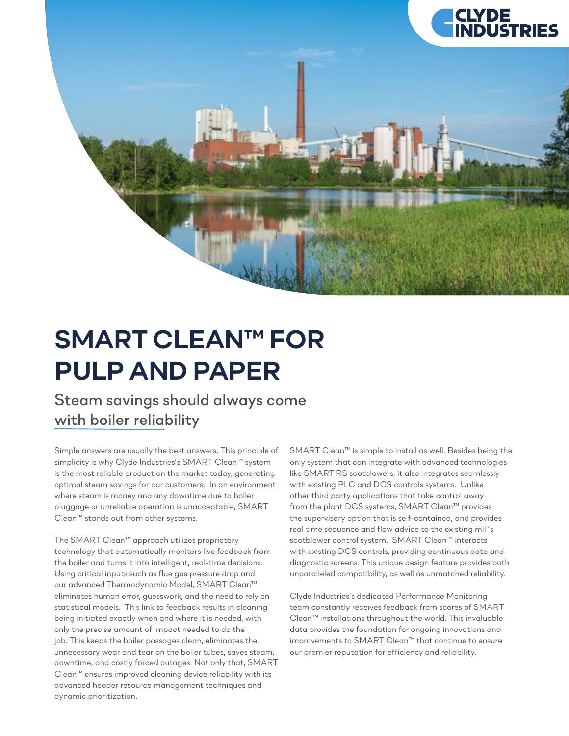# SMART CLEAN™ FOR PULP AND PAPER

## Steam savings should always come with boiler reliability

Simple answers are usually the best answers. This principle of simplicity is why Clyde Industries's SMART Clean™ system is the most reliable product on the market today, generating optimal steam savings for our customers. In an environment where steam is money and any downtime due to boiler pluggage or unreliable operation is unacceptable, SMART Clean™ stands out from other systems.

The SMART Clean™ approach utilizes proprietary technology that automatically monitors live feedback from the boiler and turns it into intelligent, real-time decisions. Using critical inputs such as flue gas pressure drop and our advanced Thermodynamic Model, SMART Clean™ eliminates human error, guesswork, and the need to rely on statistical models. This link to feedback results in cleaning being initiated exactly when and where it is needed, with only the precise amount of impact needed to do the job. This keeps the boiler passages clean, eliminates the unnecessary wear and tear on the boiler tubes, saves steam, downtime, and costly forced outages. Not only that, SMART Clean™ ensures improved cleaning device reliability with its advanced header resource management techniques and dynamic prioritization.

SMART Clean™ is simple to install as well. Besides being the only system that can integrate with advanced technologies like SMART RS sootblowers, it also integrates seamlessly with existing PLC and DCS controls systems. Unlike other third party applications that take control away from the plant DCS systems, SMART Clean™ provides the supervisory option that is self-contained, and provides real time sequence and flow advice to the existing mill's sootblower control system. SMART Clean™ interacts with existing DCS controls, providing continuous data and diagnostic screens. This unique design feature provides both unparalleled compatibility, as well as unmatched reliability.

Clyde Industries's dedicated Performance Monitoring team constantly receives feedback from scores of SMART Clean™ installations throughout the world. This invaluable data provides the foundation for ongoing innovations and improvements to SMART Clean™ that continue to ensure our premier reputation for efficiency and reliability.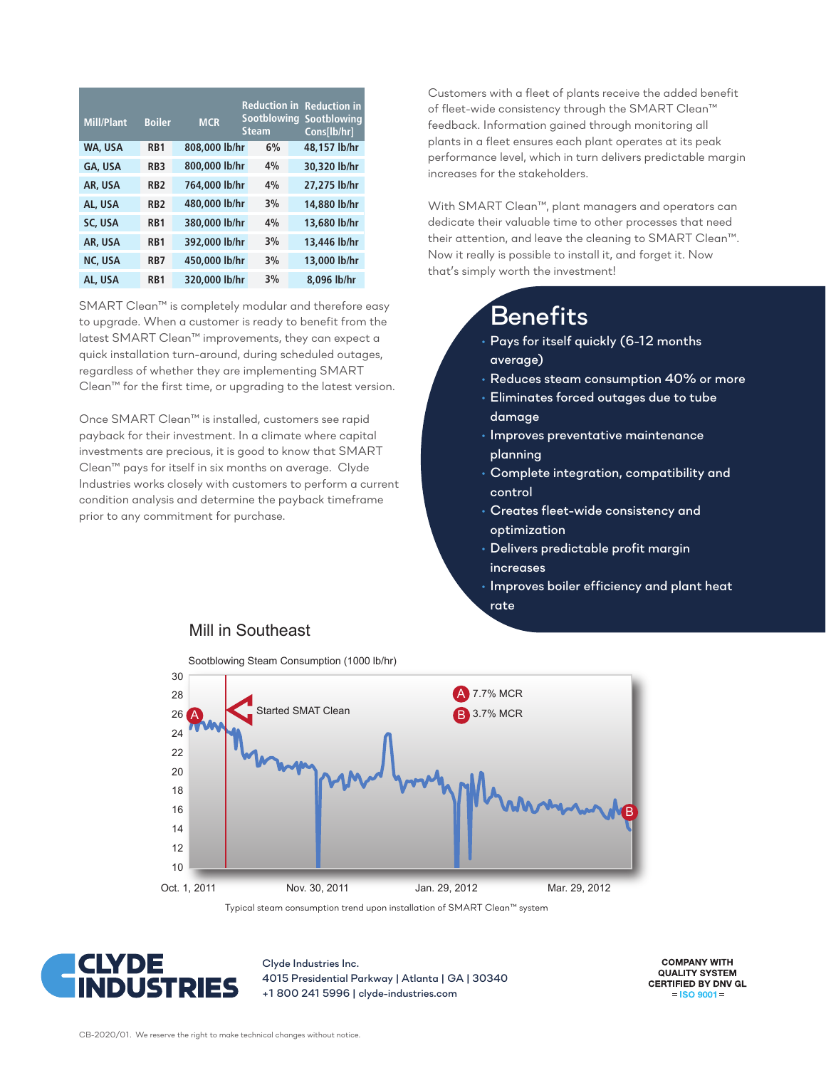| Mill/Plant | Boiler | MCR | Reduction in Sootblowing Steam | Reduction in Sootblowing Cons[lb/hr] |
|---|---|---|---|---|
| WA, USA | RB1 | 808,000 lb/hr | 6% | 48,157 lb/hr |
| GA, USA | RB3 | 800,000 lb/hr | 4% | 30,320 lb/hr |
| AR, USA | RB2 | 764,000 lb/hr | 4% | 27,275 lb/hr |
| AL, USA | RB2 | 480,000 lb/hr | 3% | 14,880 lb/hr |
| SC, USA | RB1 | 380,000 lb/hr | 4% | 13,680 lb/hr |
| AR, USA | RB1 | 392,000 lb/hr | 3% | 13,446 lb/hr |
| NC, USA | RB7 | 450,000 lb/hr | 3% | 13,000 lb/hr |
| AL, USA | RB1 | 320,000 lb/hr | 3% | 8,096 lb/hr |

SMART Clean™ is completely modular and therefore easy to upgrade. When a customer is ready to benefit from the latest SMART Clean™ improvements, they can expect a quick installation turn-around, during scheduled outages, regardless of whether they are implementing SMART Clean™ for the first time, or upgrading to the latest version.

Once SMART Clean™ is installed, customers see rapid payback for their investment. In a climate where capital investments are precious, it is good to know that SMART Clean™ pays for itself in six months on average. Clyde Industries works closely with customers to perform a current condition analysis and determine the payback timeframe prior to any commitment for purchase.

Customers with a fleet of plants receive the added benefit of fleet-wide consistency through the SMART Clean™ feedback. Information gained through monitoring all plants in a fleet ensures each plant operates at its peak performance level, which in turn delivers predictable margin increases for the stakeholders.

With SMART Clean™, plant managers and operators can dedicate their valuable time to other processes that need their attention, and leave the cleaning to SMART Clean™. Now it really is possible to install it, and forget it. Now that's simply worth the investment!

## Benefits

- Pays for itself quickly (6-12 months average)
- Reduces steam consumption 40% or more
- Eliminates forced outages due to tube damage
- Improves preventative maintenance planning
- Complete integration, compatibility and control
- Creates fleet-wide consistency and optimization
- Delivers predictable profit margin increases
- Improves boiler efficiency and plant heat rate

### Mill in Southeast

Sootblowing Steam Consumption (1000 lb/hr)

30
28
26
24
22
20
18
16
14
12
10

Started SMAT Clean

A 7.7% MCR
B 3.7% MCR

Oct. 1, 2011
Nov. 30, 2011
Jan. 29, 2012
Mar. 29, 2012

Typical steam consumption trend upon installation of SMART Clean™ system

CLYDE INDUSTRIES

Clyde Industries Inc.
4015 Presidential Parkway | Atlanta | GA | 30340
+1 800 241 5996 | clyde-industries.com

COMPANY WITH QUALITY SYSTEM CERTIFIED BY DNV GL
= ISO 9001 =

CB-2020/01. We reserve the right to make technical changes without notice.